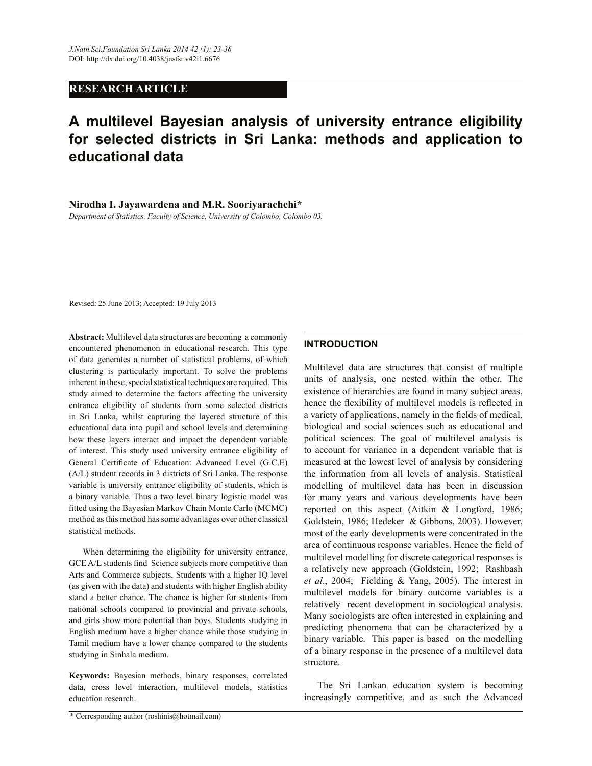RESEARCH ARTICLE

# A multilevel Bayesian analysis of university entrance eligibility for selected districts in Sri Lanka: methods and application to educational data

**Nirodha I. Jayawardena and M.R. Sooriyarachchi***

*Department of Statistics, Faculty of Science, University of Colombo, Colombo 03.*

Revised: 25 June 2013; Accepted: 19 July 2013

**Abstract:** Multilevel data structures are becoming a commonly encountered phenomenon in educational research. This type of data generates a number of statistical problems, of which clustering is particularly important. To solve the problems inherent in these, special statistical techniques are required. This study aimed to determine the factors affecting the university entrance eligibility of students from some selected districts in Sri Lanka, whilst capturing the layered structure of this educational data into pupil and school levels and determining how these layers interact and impact the dependent variable of interest. This study used university entrance eligibility of General Certificate of Education: Advanced Level (G.C.E) (A/L) student records in 3 districts of Sri Lanka. The response variable is university entrance eligibility of students, which is a binary variable. Thus a two level binary logistic model was fitted using the Bayesian Markov Chain Monte Carlo (MCMC) method as this method has some advantages over other classical statistical methods.

When determining the eligibility for university entrance, GCE A/L students find Science subjects more competitive than Arts and Commerce subjects. Students with a higher IQ level (as given with the data) and students with higher English ability stand a better chance. The chance is higher for students from national schools compared to provincial and private schools, and girls show more potential than boys. Students studying in English medium have a higher chance while those studying in Tamil medium have a lower chance compared to the students studying in Sinhala medium.

**Keywords:** Bayesian methods, binary responses, correlated data, cross level interaction, multilevel models, statistics education research.

## INTRODUCTION

Multilevel data are structures that consist of multiple units of analysis, one nested within the other. The existence of hierarchies are found in many subject areas, hence the flexibility of multilevel models is reflected in a variety of applications, namely in the fields of medical, biological and social sciences such as educational and political sciences. The goal of multilevel analysis is to account for variance in a dependent variable that is measured at the lowest level of analysis by considering the information from all levels of analysis. Statistical modelling of multilevel data has been in discussion for many years and various developments have been reported on this aspect (Aitkin & Longford, 1986; Goldstein, 1986; Hedeker & Gibbons, 2003). However, most of the early developments were concentrated in the area of continuous response variables. Hence the field of multilevel modelling for discrete categorical responses is a relatively new approach (Goldstein, 1992; Rashbash *et al*., 2004; Fielding & Yang, 2005). The interest in multilevel models for binary outcome variables is a relatively recent development in sociological analysis. Many sociologists are often interested in explaining and predicting phenomena that can be characterized by a binary variable. This paper is based on the modelling of a binary response in the presence of a multilevel data structure.

The Sri Lankan education system is becoming increasingly competitive, and as such the Advanced

\* Corresponding author (roshinis@hotmail.com)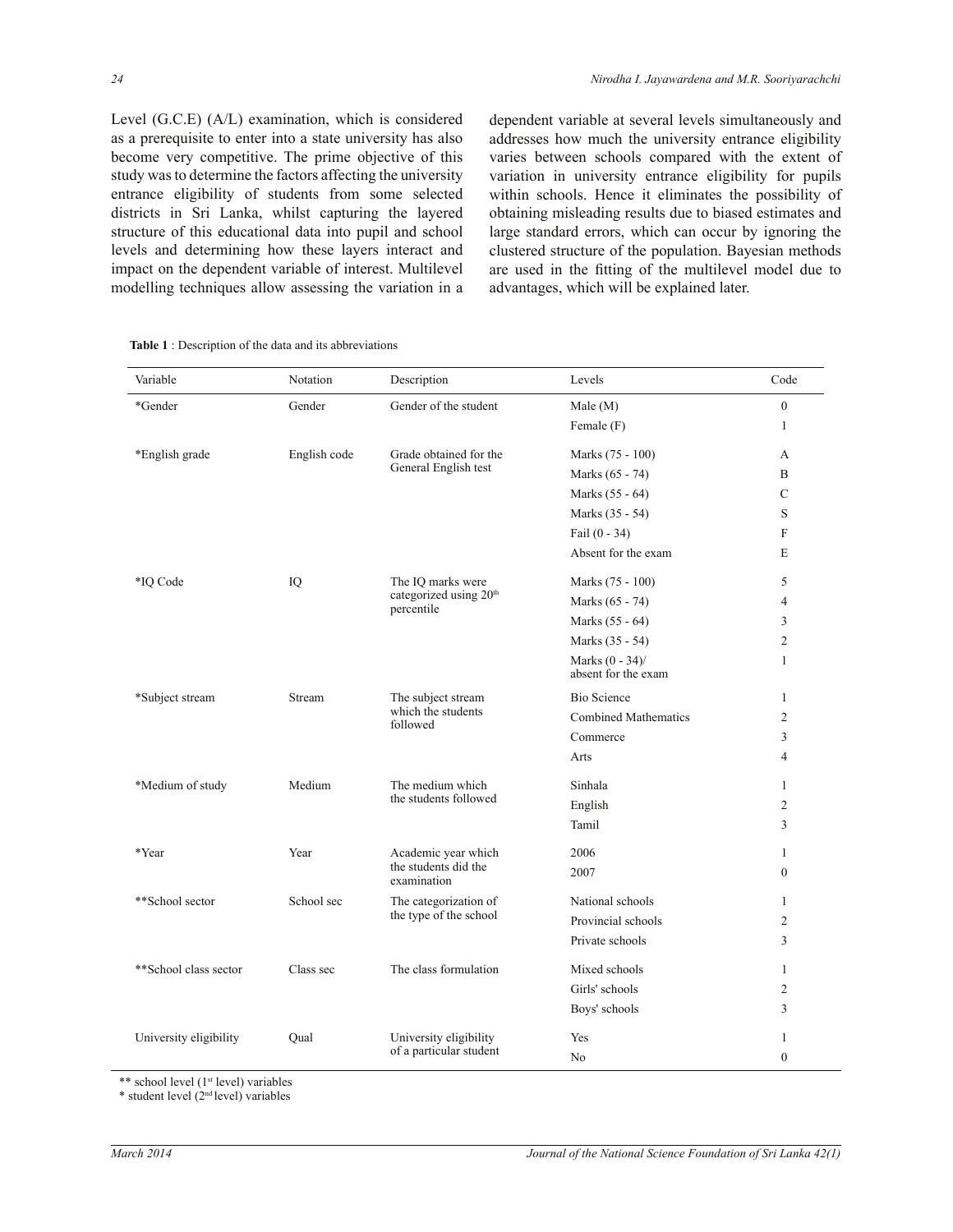Level (G.C.E) (A/L) examination, which is considered as a prerequisite to enter into a state university has also become very competitive. The prime objective of this study was to determine the factors affecting the university entrance eligibility of students from some selected districts in Sri Lanka, whilst capturing the layered structure of this educational data into pupil and school levels and determining how these layers interact and impact on the dependent variable of interest. Multilevel modelling techniques allow assessing the variation in a dependent variable at several levels simultaneously and addresses how much the university entrance eligibility varies between schools compared with the extent of variation in university entrance eligibility for pupils within schools. Hence it eliminates the possibility of obtaining misleading results due to biased estimates and large standard errors, which can occur by ignoring the clustered structure of the population. Bayesian methods are used in the fitting of the multilevel model due to advantages, which will be explained later.

**Table 1** : Description of the data and its abbreviations

| Variable | Notation | Description | Levels | Code |
|---|---|---|---|---|
| *Gender | Gender | Gender of the student | Male (M) | 0 |
| | | | Female (F) | 1 |
| *English grade | English code | Grade obtained for the General English test | Marks (75 - 100) | A |
| | | | Marks (65 - 74) | B |
| | | | Marks (55 - 64) | C |
| | | | Marks (35 - 54) | S |
| | | | Fail (0 - 34) | F |
| | | | Absent for the exam | E |
| *IQ Code | IQ | The IQ marks were categorized using 20th percentile | Marks (75 - 100) | 5 |
| | | | Marks (65 - 74) | 4 |
| | | | Marks (55 - 64) | 3 |
| | | | Marks (35 - 54) | 2 |
| | | | Marks (0 - 34)/ absent for the exam | 1 |
| *Subject stream | Stream | The subject stream which the students followed | Bio Science | 1 |
| | | | Combined Mathematics | 2 |
| | | | Commerce | 3 |
| | | | Arts | 4 |
| *Medium of study | Medium | The medium which the students followed | Sinhala | 1 |
| | | | English | 2 |
| | | | Tamil | 3 |
| *Year | Year | Academic year which the students did the examination | 2006 | 1 |
| | | | 2007 | 0 |
| **School sector | School sec | The categorization of the type of the school | National schools | 1 |
| | | | Provincial schools | 2 |
| | | | Private schools | 3 |
| **School class sector | Class sec | The class formulation | Mixed schools | 1 |
| | | | Girls' schools | 2 |
| | | | Boys' schools | 3 |
| University eligibility | Qual | University eligibility of a particular student | Yes | 1 |
| | | | No | 0 |

** school level (1st level) variables
* student level (2nd level) variables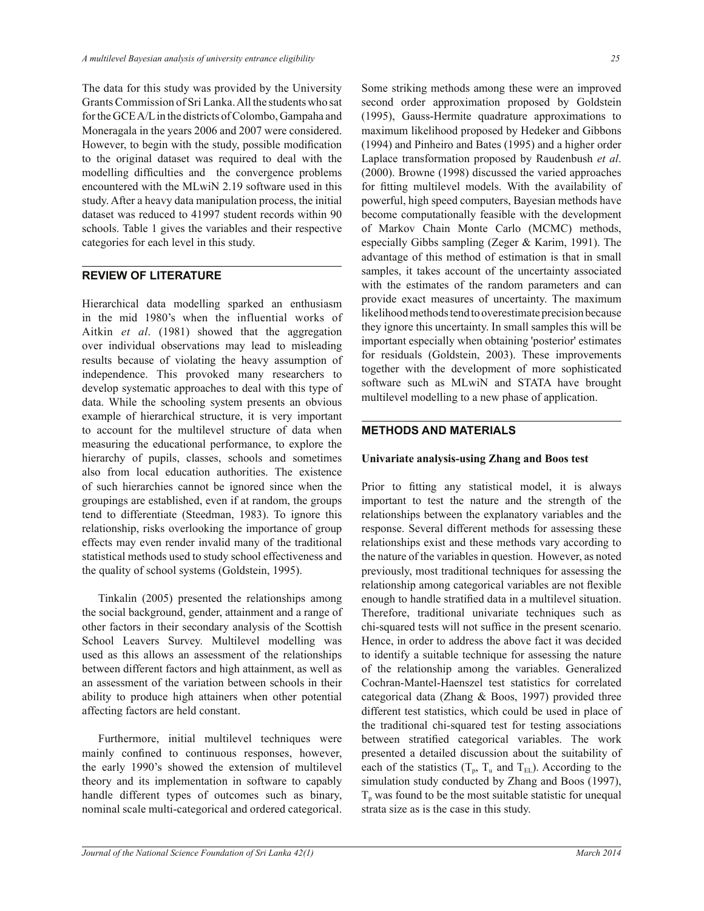The data for this study was provided by the University Grants Commission of Sri Lanka. All the students who sat for the GCE A/L in the districts of Colombo, Gampaha and Moneragala in the years 2006 and 2007 were considered. However, to begin with the study, possible modification to the original dataset was required to deal with the modelling difficulties and the convergence problems encountered with the MLwiN 2.19 software used in this study. After a heavy data manipulation process, the initial dataset was reduced to 41997 student records within 90 schools. Table 1 gives the variables and their respective categories for each level in this study.

## REVIEW OF LITERATURE

Hierarchical data modelling sparked an enthusiasm in the mid 1980's when the influential works of Aitkin *et al*. (1981) showed that the aggregation over individual observations may lead to misleading results because of violating the heavy assumption of independence. This provoked many researchers to develop systematic approaches to deal with this type of data. While the schooling system presents an obvious example of hierarchical structure, it is very important to account for the multilevel structure of data when measuring the educational performance, to explore the hierarchy of pupils, classes, schools and sometimes also from local education authorities. The existence of such hierarchies cannot be ignored since when the groupings are established, even if at random, the groups tend to differentiate (Steedman, 1983). To ignore this relationship, risks overlooking the importance of group effects may even render invalid many of the traditional statistical methods used to study school effectiveness and the quality of school systems (Goldstein, 1995).

Tinkalin (2005) presented the relationships among the social background, gender, attainment and a range of other factors in their secondary analysis of the Scottish School Leavers Survey. Multilevel modelling was used as this allows an assessment of the relationships between different factors and high attainment, as well as an assessment of the variation between schools in their ability to produce high attainers when other potential affecting factors are held constant.

Furthermore, initial multilevel techniques were mainly confined to continuous responses, however, the early 1990's showed the extension of multilevel theory and its implementation in software to capably handle different types of outcomes such as binary, nominal scale multi-categorical and ordered categorical. Some striking methods among these were an improved second order approximation proposed by Goldstein (1995), Gauss-Hermite quadrature approximations to maximum likelihood proposed by Hedeker and Gibbons (1994) and Pinheiro and Bates (1995) and a higher order Laplace transformation proposed by Raudenbush *et al*. (2000). Browne (1998) discussed the varied approaches for fitting multilevel models. With the availability of powerful, high speed computers, Bayesian methods have become computationally feasible with the development of Markov Chain Monte Carlo (MCMC) methods, especially Gibbs sampling (Zeger & Karim, 1991). The advantage of this method of estimation is that in small samples, it takes account of the uncertainty associated with the estimates of the random parameters and can provide exact measures of uncertainty. The maximum likelihood methods tend to overestimate precision because they ignore this uncertainty. In small samples this will be important especially when obtaining 'posterior' estimates for residuals (Goldstein, 2003). These improvements together with the development of more sophisticated software such as MLwiN and STATA have brought multilevel modelling to a new phase of application.

## METHODS AND MATERIALS

### Univariate analysis-using Zhang and Boos test

Prior to fitting any statistical model, it is always important to test the nature and the strength of the relationships between the explanatory variables and the response. Several different methods for assessing these relationships exist and these methods vary according to the nature of the variables in question. However, as noted previously, most traditional techniques for assessing the relationship among categorical variables are not flexible enough to handle stratified data in a multilevel situation. Therefore, traditional univariate techniques such as chi-squared tests will not suffice in the present scenario. Hence, in order to address the above fact it was decided to identify a suitable technique for assessing the nature of the relationship among the variables. Generalized Cochran-Mantel-Haenszel test statistics for correlated categorical data (Zhang & Boos, 1997) provided three different test statistics, which could be used in place of the traditional chi-squared test for testing associations between stratified categorical variables. The work presented a detailed discussion about the suitability of each of the statistics ($T_p$, $T_u$ and $T_{EL}$). According to the simulation study conducted by Zhang and Boos (1997), $T_p$ was found to be the most suitable statistic for unequal strata size as is the case in this study.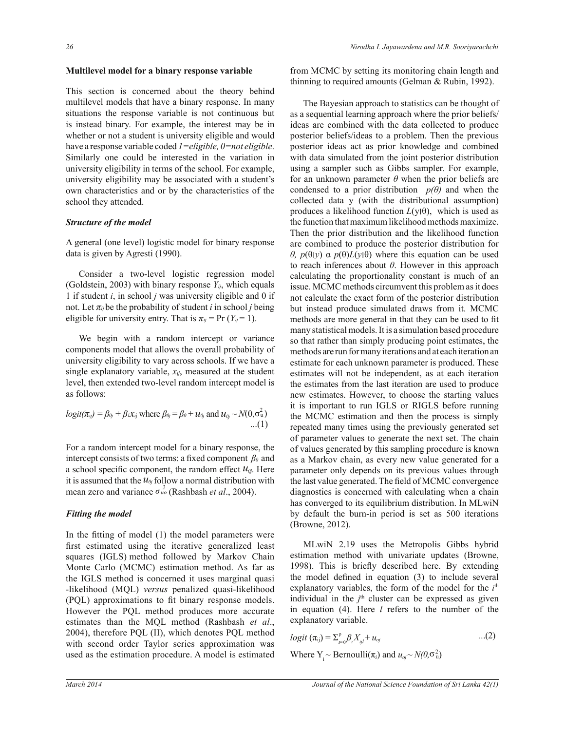**Multilevel model for a binary response variable**

This section is concerned about the theory behind multilevel models that have a binary response. In many situations the response variable is not continuous but is instead binary. For example, the interest may be in whether or not a student is university eligible and would have a response variable coded *1=eligible, 0=not eligible*. Similarly one could be interested in the variation in university eligibility in terms of the school. For example, university eligibility may be associated with a student's own characteristics and or by the characteristics of the school they attended.

***Structure of the model***

A general (one level) logistic model for binary response data is given by Agresti (1990).

Consider a two-level logistic regression model (Goldstein, 2003) with binary response $Y_{ij}$, which equals 1 if student *i*, in school *j* was university eligible and 0 if not. Let $\pi_{ij}$ be the probability of student *i* in school *j* being eligible for university entry. That is $\pi_{ij} = \Pr(Y_{ij} = 1)$.

We begin with a random intercept or variance components model that allows the overall probability of university eligibility to vary across schools. If we have a single explanatory variable, $x_{ij}$, measured at the student level, then extended two-level random intercept model is as follows:

$$logit(\pi_{ij}) = \beta_{0j} + \beta_1 x_{ij} \text{ where } \beta_{0j} = \beta_0 + u_{0j} \text{ and } u_{0j} \sim N(0,\sigma^2_u) \quad ...(1)$$

For a random intercept model for a binary response, the intercept consists of two terms: a fixed component $\beta_0$ and a school specific component, the random effect $u_{0j}$. Here it is assumed that the $u_{0j}$ follow a normal distribution with mean zero and variance $\sigma^2_{uo}$ (Rashbash *et al*., 2004).

***Fitting the model***

In the fitting of model (1) the model parameters were first estimated using the iterative generalized least squares (IGLS) method followed by Markov Chain Monte Carlo (MCMC) estimation method. As far as the IGLS method is concerned it uses marginal quasi -likelihood (MQL) *versus* penalized quasi-likelihood (PQL) approximations to fit binary response models. However the PQL method produces more accurate estimates than the MQL method (Rashbash *et al*., 2004), therefore PQL (II), which denotes PQL method with second order Taylor series approximation was used as the estimation procedure. A model is estimated from MCMC by setting its monitoring chain length and thinning to required amounts (Gelman & Rubin, 1992).

The Bayesian approach to statistics can be thought of as a sequential learning approach where the prior beliefs/ideas are combined with the data collected to produce posterior beliefs/ideas to a problem. Then the previous posterior ideas act as prior knowledge and combined with data simulated from the joint posterior distribution using a sampler such as Gibbs sampler. For example, for an unknown parameter $\theta$ when the prior beliefs are condensed to a prior distribution $p(\theta)$ and when the collected data y (with the distributional assumption) produces a likelihood function $L(y|\theta)$, which is used as the function that maximum likelihood methods maximize. Then the prior distribution and the likelihood function are combined to produce the posterior distribution for $\theta$, $p(\theta|y) \propto p(\theta)L(y|\theta)$ where this equation can be used to reach inferences about $\theta$. However in this approach calculating the proportionality constant is much of an issue. MCMC methods circumvent this problem as it does not calculate the exact form of the posterior distribution but instead produce simulated draws from it. MCMC methods are more general in that they can be used to fit many statistical models. It is a simulation based procedure so that rather than simply producing point estimates, the methods are run for many iterations and at each iteration an estimate for each unknown parameter is produced. These estimates will not be independent, as at each iteration the estimates from the last iteration are used to produce new estimates. However, to choose the starting values it is important to run IGLS or RIGLS before running the MCMC estimation and then the process is simply repeated many times using the previously generated set of parameter values to generate the next set. The chain of values generated by this sampling procedure is known as a Markov chain, as every new value generated for a parameter only depends on its previous values through the last value generated. The field of MCMC convergence diagnostics is concerned with calculating when a chain has converged to its equilibrium distribution. In MLwiN by default the burn-in period is set as 500 iterations (Browne, 2012).

MLwiN 2.19 uses the Metropolis Gibbs hybrid estimation method with univariate updates (Browne, 1998). This is briefly described here. By extending the model defined in equation (3) to include several explanatory variables, the form of the model for the $i^{th}$ individual in the $j^{th}$ cluster can be expressed as given in equation (4). Here *l* refers to the number of the explanatory variable.

$$logit(\pi_{ij}) = \Sigma^{p}_{l=0}\beta_l X_{ijl} + u_{oj} \quad ...(2)$$

Where $Y_i \sim$ Bernoulli$(\pi_i)$ and $u_{oj} \sim N(0,\sigma^2_u)$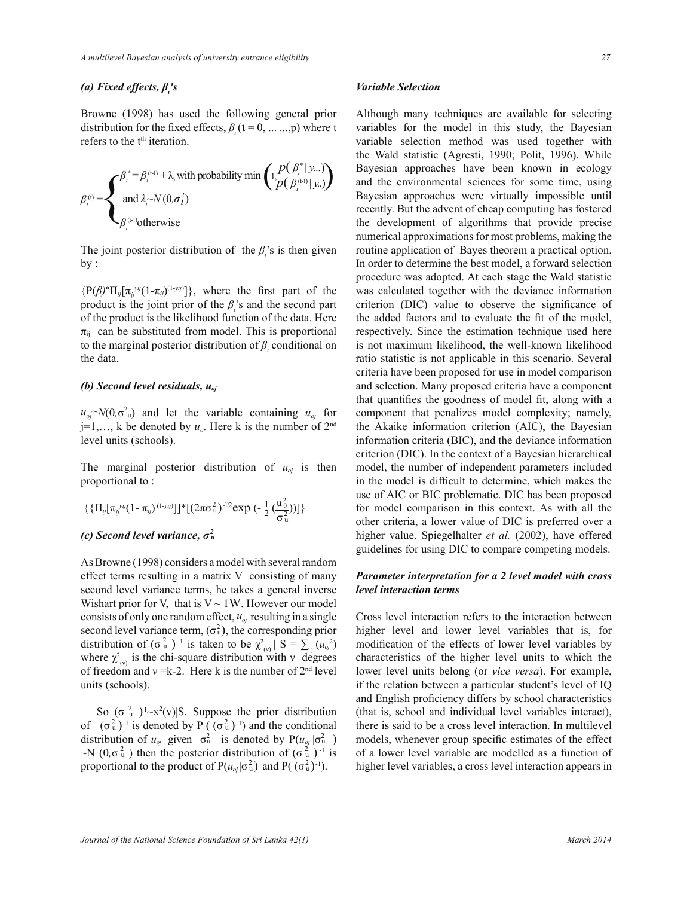### *(a) Fixed effects, $\beta_\iota$'s*

Browne (1998) has used the following general prior distribution for the fixed effects, $\beta_\iota$ ($\iota = 0, \ldots \ldots, p$) where t refers to the t[th] iteration.

$$\beta_\iota^{(t)} = \begin{cases} \beta_\iota^* = \beta_\iota^{(t-1)} + \lambda_\iota \text{ with probability } \min\left(1, \dfrac{p(\beta_\iota^* \mid y\ldots)}{p(\beta_\iota^{(t-1)} \mid y.)}\right) \\ \text{and } \lambda_\iota \sim N(0, \sigma_\iota^2) \\ \beta_\iota^{(t-1)} \text{otherwise} \end{cases}$$

The joint posterior distribution of the $\beta_\iota$'s is then given by :

$\{P(\beta)^* \Pi_{ij}[\pi_{ij}^{\,yij}(1-\pi_{ij})^{(1-yij)}]\}$, where the first part of the product is the joint prior of the $\beta_\iota$'s and the second part of the product is the likelihood function of the data. Here $\pi_{ij}$ can be substituted from model. This is proportional to the marginal posterior distribution of $\beta_\iota$ conditional on the data.

### *(b) Second level residuals, $u_{oj}$*

$u_{oj} \sim N(0, \sigma^2_u)$ and let the variable containing $u_{oj}$ for j=1,…, k be denoted by $u_o$. Here k is the number of 2[nd] level units (schools).

The marginal posterior distribution of $u_{oj}$ is then proportional to :

$$\{\{\Pi_{ij}[\pi_{ij}^{\,yij}(1-\pi_{ij})^{(1-yij)}]\}^*[(2\pi\sigma^2_u)^{-1/2}\exp(-\tfrac{1}{2}(\frac{u_0^2}{\sigma_u^2}))]\}$$

### *(c) Second level variance, $\sigma^2_u$*

As Browne (1998) considers a model with several random effect terms resulting in a matrix V consisting of many second level variance terms, he takes a general inverse Wishart prior for V, that is V ~ 1W. However our model consists of only one random effect, $u_{oj}$ resulting in a single second level variance term, $(\sigma^2_u)$, the corresponding prior distribution of $(\sigma^2_u)^{-1}$ is taken to be $\chi^2_{(v)} \mid S = \sum_j (u_{oj}^2)$ where $\chi^2_{(v)}$ is the chi-square distribution with ν degrees of freedom and ν =k-2. Here k is the number of 2[nd] level units (schools).

So $(\sigma^2_u)^{-1} \sim x^2(v) \mid S$. Suppose the prior distribution of $(\sigma^2_u)^{-1}$ is denoted by $P((\sigma^2_u)^{-1})$ and the conditional distribution of $u_{oj}$ given $\sigma^2_u$ is denoted by $P(u_{oj} \mid \sigma^2_u)$ $\sim N(0, \sigma^2_u)$ then the posterior distribution of $(\sigma^2_u)^{-1}$ is proportional to the product of $P(u_{oj} \mid \sigma^2_u)$ and $P((\sigma^2_u)^{-1})$.

### *Variable Selection*

Although many techniques are available for selecting variables for the model in this study, the Bayesian variable selection method was used together with the Wald statistic (Agresti, 1990; Polit, 1996). While Bayesian approaches have been known in ecology and the environmental sciences for some time, using Bayesian approaches were virtually impossible until recently. But the advent of cheap computing has fostered the development of algorithms that provide precise numerical approximations for most problems, making the routine application of Bayes theorem a practical option. In order to determine the best model, a forward selection procedure was adopted. At each stage the Wald statistic was calculated together with the deviance information criterion (DIC) value to observe the significance of the added factors and to evaluate the fit of the model, respectively. Since the estimation technique used here is not maximum likelihood, the well-known likelihood ratio statistic is not applicable in this scenario. Several criteria have been proposed for use in model comparison and selection. Many proposed criteria have a component that quantifies the goodness of model fit, along with a component that penalizes model complexity; namely, the Akaike information criterion (AIC), the Bayesian information criteria (BIC), and the deviance information criterion (DIC). In the context of a Bayesian hierarchical model, the number of independent parameters included in the model is difficult to determine, which makes the use of AIC or BIC problematic. DIC has been proposed for model comparison in this context. As with all the other criteria, a lower value of DIC is preferred over a higher value. Spiegelhalter *et al.* (2002), have offered guidelines for using DIC to compare competing models.

### *Parameter interpretation for a 2 level model with cross level interaction terms*

Cross level interaction refers to the interaction between higher level and lower level variables that is, for modification of the effects of lower level variables by characteristics of the higher level units to which the lower level units belong (or *vice versa*). For example, if the relation between a particular student's level of IQ and English proficiency differs by school characteristics (that is, school and individual level variables interact), there is said to be a cross level interaction. In multilevel models, whenever group specific estimates of the effect of a lower level variable are modelled as a function of higher level variables, a cross level interaction appears in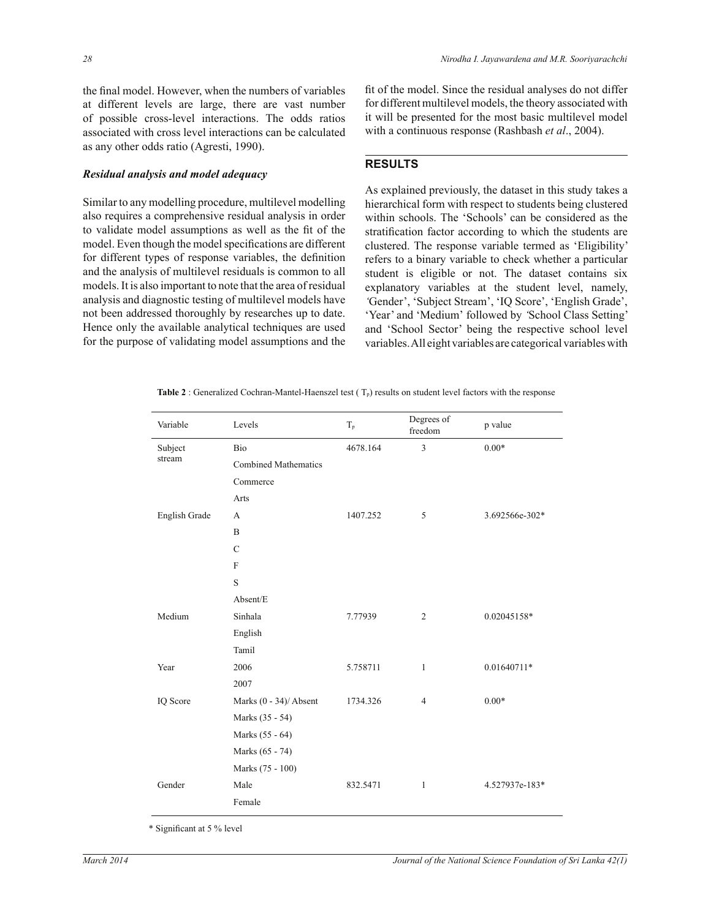the final model. However, when the numbers of variables at different levels are large, there are vast number of possible cross-level interactions. The odds ratios associated with cross level interactions can be calculated as any other odds ratio (Agresti, 1990).

### *Residual analysis and model adequacy*

Similar to any modelling procedure, multilevel modelling also requires a comprehensive residual analysis in order to validate model assumptions as well as the fit of the model. Even though the model specifications are different for different types of response variables, the definition and the analysis of multilevel residuals is common to all models. It is also important to note that the area of residual analysis and diagnostic testing of multilevel models have not been addressed thoroughly by researches up to date. Hence only the available analytical techniques are used for the purpose of validating model assumptions and the fit of the model. Since the residual analyses do not differ for different multilevel models, the theory associated with it will be presented for the most basic multilevel model with a continuous response (Rashbash *et al*., 2004).

## RESULTS

As explained previously, the dataset in this study takes a hierarchical form with respect to students being clustered within schools. The 'Schools' can be considered as the stratification factor according to which the students are clustered. The response variable termed as 'Eligibility' refers to a binary variable to check whether a particular student is eligible or not. The dataset contains six explanatory variables at the student level, namely, 'Gender', 'Subject Stream', 'IQ Score', 'English Grade', 'Year' and 'Medium' followed by 'School Class Setting' and 'School Sector' being the respective school level variables. All eight variables are categorical variables with

**Table 2** : Generalized Cochran-Mantel-Haenszel test ( $T_p$) results on student level factors with the response

| Variable | Levels | $T_p$ | Degrees of freedom | p value |
|---|---|---|---|---|
| Subject stream | Bio | 4678.164 | 3 | 0.00* |
| | Combined Mathematics | | | |
| | Commerce | | | |
| | Arts | | | |
| English Grade | A | 1407.252 | 5 | 3.692566e-302* |
| | B | | | |
| | C | | | |
| | F | | | |
| | S | | | |
| | Absent/E | | | |
| Medium | Sinhala | 7.77939 | 2 | 0.02045158* |
| | English | | | |
| | Tamil | | | |
| Year | 2006 | 5.758711 | 1 | 0.01640711* |
| | 2007 | | | |
| IQ Score | Marks (0 - 34)/ Absent | 1734.326 | 4 | 0.00* |
| | Marks (35 - 54) | | | |
| | Marks (55 - 64) | | | |
| | Marks (65 - 74) | | | |
| | Marks (75 - 100) | | | |
| Gender | Male | 832.5471 | 1 | 4.527937e-183* |
| | Female | | | |

\* Significant at 5 % level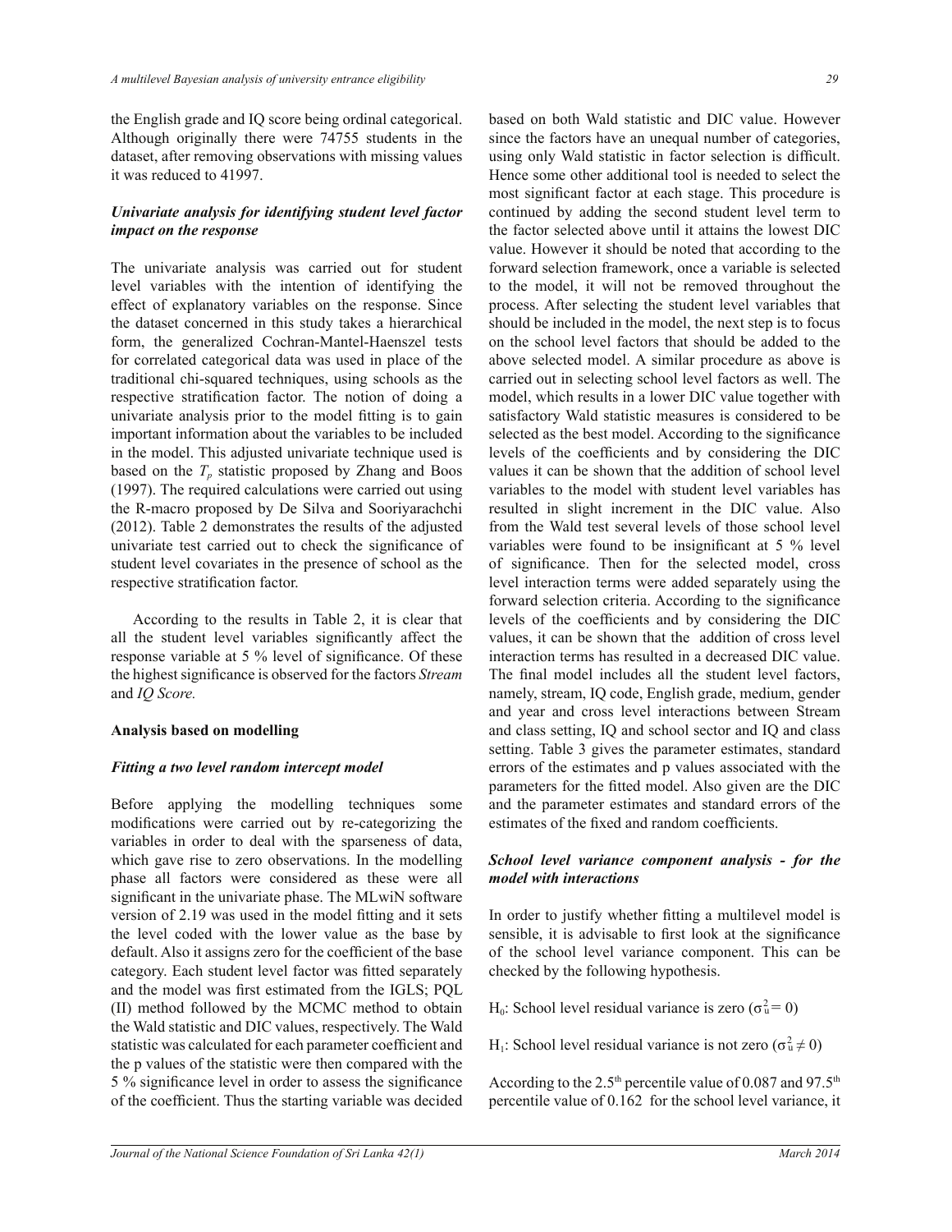the English grade and IQ score being ordinal categorical. Although originally there were 74755 students in the dataset, after removing observations with missing values it was reduced to 41997.

### *Univariate analysis for identifying student level factor impact on the response*

The univariate analysis was carried out for student level variables with the intention of identifying the effect of explanatory variables on the response. Since the dataset concerned in this study takes a hierarchical form, the generalized Cochran-Mantel-Haenszel tests for correlated categorical data was used in place of the traditional chi-squared techniques, using schools as the respective stratification factor. The notion of doing a univariate analysis prior to the model fitting is to gain important information about the variables to be included in the model. This adjusted univariate technique used is based on the $T_p$ statistic proposed by Zhang and Boos (1997). The required calculations were carried out using the R-macro proposed by De Silva and Sooriyarachchi (2012). Table 2 demonstrates the results of the adjusted univariate test carried out to check the significance of student level covariates in the presence of school as the respective stratification factor.

According to the results in Table 2, it is clear that all the student level variables significantly affect the response variable at 5 % level of significance. Of these the highest significance is observed for the factors *Stream* and *IQ Score.*

### **Analysis based on modelling**

### *Fitting a two level random intercept model*

Before applying the modelling techniques some modifications were carried out by re-categorizing the variables in order to deal with the sparseness of data, which gave rise to zero observations. In the modelling phase all factors were considered as these were all significant in the univariate phase. The MLwiN software version of 2.19 was used in the model fitting and it sets the level coded with the lower value as the base by default. Also it assigns zero for the coefficient of the base category. Each student level factor was fitted separately and the model was first estimated from the IGLS; PQL (II) method followed by the MCMC method to obtain the Wald statistic and DIC values, respectively. The Wald statistic was calculated for each parameter coefficient and the p values of the statistic were then compared with the 5 % significance level in order to assess the significance of the coefficient. Thus the starting variable was decided based on both Wald statistic and DIC value. However since the factors have an unequal number of categories, using only Wald statistic in factor selection is difficult. Hence some other additional tool is needed to select the most significant factor at each stage. This procedure is continued by adding the second student level term to the factor selected above until it attains the lowest DIC value. However it should be noted that according to the forward selection framework, once a variable is selected to the model, it will not be removed throughout the process. After selecting the student level variables that should be included in the model, the next step is to focus on the school level factors that should be added to the above selected model. A similar procedure as above is carried out in selecting school level factors as well. The model, which results in a lower DIC value together with satisfactory Wald statistic measures is considered to be selected as the best model. According to the significance levels of the coefficients and by considering the DIC values it can be shown that the addition of school level variables to the model with student level variables has resulted in slight increment in the DIC value. Also from the Wald test several levels of those school level variables were found to be insignificant at 5 % level of significance. Then for the selected model, cross level interaction terms were added separately using the forward selection criteria. According to the significance levels of the coefficients and by considering the DIC values, it can be shown that the addition of cross level interaction terms has resulted in a decreased DIC value. The final model includes all the student level factors, namely, stream, IQ code, English grade, medium, gender and year and cross level interactions between Stream and class setting, IQ and school sector and IQ and class setting. Table 3 gives the parameter estimates, standard errors of the estimates and p values associated with the parameters for the fitted model. Also given are the DIC and the parameter estimates and standard errors of the estimates of the fixed and random coefficients.

### *School level variance component analysis - for the model with interactions*

In order to justify whether fitting a multilevel model is sensible, it is advisable to first look at the significance of the school level variance component. This can be checked by the following hypothesis.

$H_0$: School level residual variance is zero ($\sigma^2_u = 0$)

$H_1$: School level residual variance is not zero ($\sigma^2_u \neq 0$)

According to the 2.5th percentile value of 0.087 and 97.5th percentile value of 0.162 for the school level variance, it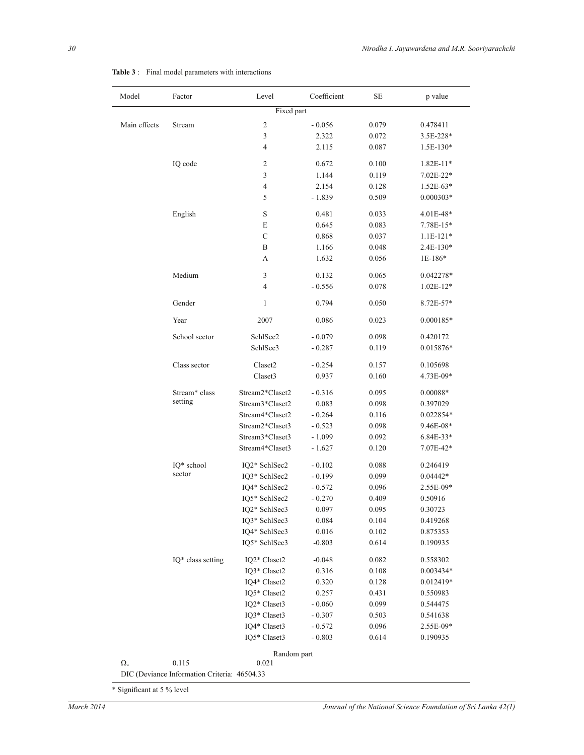**Table 3** : Final model parameters with interactions

| Model | Factor | Level | Coefficient | SE | p value |
|---|---|---|---|---|---|
| | | Fixed part | | | |
| Main effects | Stream | 2 | - 0.056 | 0.079 | 0.478411 |
| | | 3 | 2.322 | 0.072 | 3.5E-228* |
| | | 4 | 2.115 | 0.087 | 1.5E-130* |
| | IQ code | 2 | 0.672 | 0.100 | 1.82E-11* |
| | | 3 | 1.144 | 0.119 | 7.02E-22* |
| | | 4 | 2.154 | 0.128 | 1.52E-63* |
| | | 5 | - 1.839 | 0.509 | 0.000303* |
| | English | S | 0.481 | 0.033 | 4.01E-48* |
| | | E | 0.645 | 0.083 | 7.78E-15* |
| | | C | 0.868 | 0.037 | 1.1E-121* |
| | | B | 1.166 | 0.048 | 2.4E-130* |
| | | A | 1.632 | 0.056 | 1E-186* |
| | Medium | 3 | 0.132 | 0.065 | 0.042278* |
| | | 4 | - 0.556 | 0.078 | 1.02E-12* |
| | Gender | 1 | 0.794 | 0.050 | 8.72E-57* |
| | Year | 2007 | 0.086 | 0.023 | 0.000185* |
| | School sector | SchlSec2 | - 0.079 | 0.098 | 0.420172 |
| | | SchlSec3 | - 0.287 | 0.119 | 0.015876* |
| | Class sector | Claset2 | - 0.254 | 0.157 | 0.105698 |
| | | Claset3 | 0.937 | 0.160 | 4.73E-09* |
| | Stream* class setting | Stream2*Claset2 | - 0.316 | 0.095 | 0.00088* |
| | | Stream3*Claset2 | 0.083 | 0.098 | 0.397029 |
| | | Stream4*Claset2 | - 0.264 | 0.116 | 0.022854* |
| | | Stream2*Claset3 | - 0.523 | 0.098 | 9.46E-08* |
| | | Stream3*Claset3 | - 1.099 | 0.092 | 6.84E-33* |
| | | Stream4*Claset3 | - 1.627 | 0.120 | 7.07E-42* |
| | IQ* school sector | IQ2* SchlSec2 | - 0.102 | 0.088 | 0.246419 |
| | | IQ3* SchlSec2 | - 0.199 | 0.099 | 0.04442* |
| | | IQ4* SchlSec2 | - 0.572 | 0.096 | 2.55E-09* |
| | | IQ5* SchlSec2 | - 0.270 | 0.409 | 0.50916 |
| | | IQ2* SchlSec3 | 0.097 | 0.095 | 0.30723 |
| | | IQ3* SchlSec3 | 0.084 | 0.104 | 0.419268 |
| | | IQ4* SchlSec3 | 0.016 | 0.102 | 0.875353 |
| | | IQ5* SchlSec3 | -0.803 | 0.614 | 0.190935 |
| | IQ* class setting | IQ2* Claset2 | -0.048 | 0.082 | 0.558302 |
| | | IQ3* Claset2 | 0.316 | 0.108 | 0.003434* |
| | | IQ4* Claset2 | 0.320 | 0.128 | 0.012419* |
| | | IQ5* Claset2 | 0.257 | 0.431 | 0.550983 |
| | | IQ2* Claset3 | - 0.060 | 0.099 | 0.544475 |
| | | IQ3* Claset3 | - 0.307 | 0.503 | 0.541638 |
| | | IQ4* Claset3 | - 0.572 | 0.096 | 2.55E-09* |
| | | IQ5* Claset3 | - 0.803 | 0.614 | 0.190935 |
| | | Random part | | | |
| $\Omega_u$ | 0.115 | 0.021 | | | |
| DIC (Deviance Information Criteria: 46504.33 | | | | | |

\* Significant at 5 % level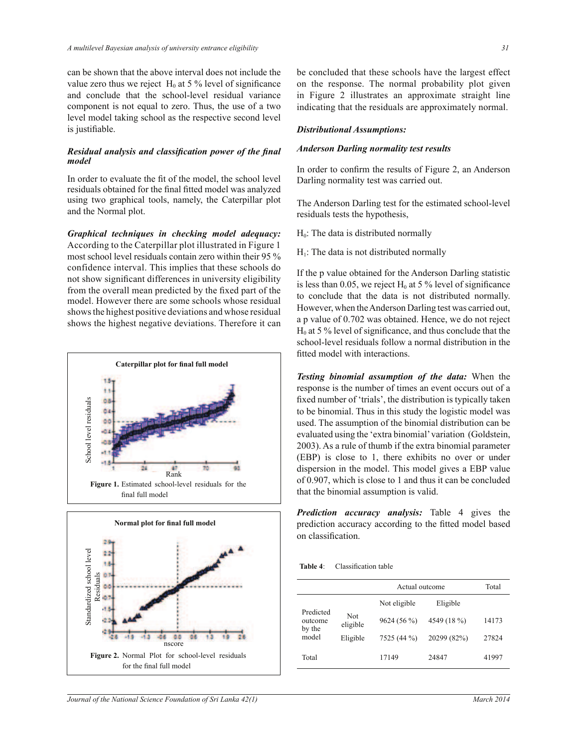can be shown that the above interval does not include the value zero thus we reject $H_0$ at 5 % level of significance and conclude that the school-level residual variance component is not equal to zero. Thus, the use of a two level model taking school as the respective second level is justifiable.

### *Residual analysis and classification power of the final model*

In order to evaluate the fit of the model, the school level residuals obtained for the final fitted model was analyzed using two graphical tools, namely, the Caterpillar plot and the Normal plot.

***Graphical techniques in checking model adequacy:*** According to the Caterpillar plot illustrated in Figure 1 most school level residuals contain zero within their 95 % confidence interval. This implies that these schools do not show significant differences in university eligibility from the overall mean predicted by the fixed part of the model. However there are some schools whose residual shows the highest positive deviations and whose residual shows the highest negative deviations. Therefore it can be concluded that these schools have the largest effect on the response. The normal probability plot given in Figure 2 illustrates an approximate straight line indicating that the residuals are approximately normal.

**Figure 1.** Estimated school-level residuals for the final full model

**Figure 2.** Normal Plot for school-level residuals for the final full model

### *Distributional Assumptions:*

### *Anderson Darling normality test results*

In order to confirm the results of Figure 2, an Anderson Darling normality test was carried out.

The Anderson Darling test for the estimated school-level residuals tests the hypothesis,

$H_0$: The data is distributed normally

$H_1$: The data is not distributed normally

If the p value obtained for the Anderson Darling statistic is less than 0.05, we reject $H_0$ at 5 % level of significance to conclude that the data is not distributed normally. However, when the Anderson Darling test was carried out, a p value of 0.702 was obtained. Hence, we do not reject $H_0$ at 5 % level of significance, and thus conclude that the school-level residuals follow a normal distribution in the fitted model with interactions.

***Testing binomial assumption of the data:*** When the response is the number of times an event occurs out of a fixed number of 'trials', the distribution is typically taken to be binomial. Thus in this study the logistic model was used. The assumption of the binomial distribution can be evaluated using the 'extra binomial' variation (Goldstein, 2003). As a rule of thumb if the extra binomial parameter (EBP) is close to 1, there exhibits no over or under dispersion in the model. This model gives a EBP value of 0.907, which is close to 1 and thus it can be concluded that the binomial assumption is valid.

***Prediction accuracy analysis:*** Table 4 gives the prediction accuracy according to the fitted model based on classification.

**Table 4**: Classification table

| | | Actual outcome | | Total |
|---|---|---|---|---|
| | | Not eligible | Eligible | |
| Predicted outcome by the model | Not eligible | 9624 (56 %) | 4549 (18 %) | 14173 |
| | Eligible | 7525 (44 %) | 20299 (82%) | 27824 |
| Total | | 17149 | 24847 | 41997 |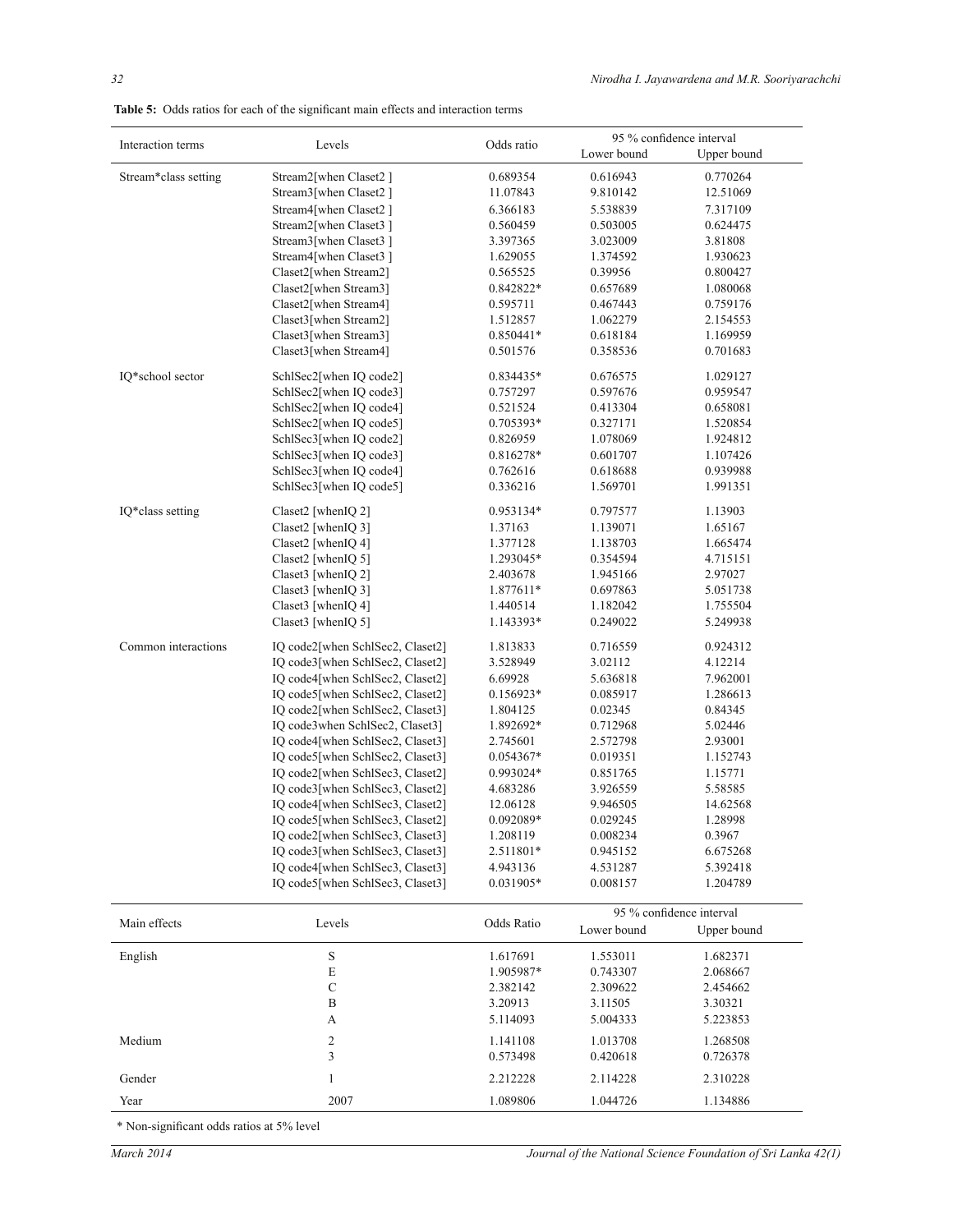**Table 5:** Odds ratios for each of the significant main effects and interaction terms

| Interaction terms | Levels | Odds ratio | 95 % confidence interval | |
|---|---|---|---|---|
| | | | Lower bound | Upper bound |
| Stream*class setting | Stream2[when Claset2 ] | 0.689354 | 0.616943 | 0.770264 |
| | Stream3[when Claset2 ] | 11.07843 | 9.810142 | 12.51069 |
| | Stream4[when Claset2 ] | 6.366183 | 5.538839 | 7.317109 |
| | Stream2[when Claset3 ] | 0.560459 | 0.503005 | 0.624475 |
| | Stream3[when Claset3 ] | 3.397365 | 3.023009 | 3.81808 |
| | Stream4[when Claset3 ] | 1.629055 | 1.374592 | 1.930623 |
| | Claset2[when Stream2] | 0.565525 | 0.39956 | 0.800427 |
| | Claset2[when Stream3] | 0.842822* | 0.657689 | 1.080068 |
| | Claset2[when Stream4] | 0.595711 | 0.467443 | 0.759176 |
| | Claset3[when Stream2] | 1.512857 | 1.062279 | 2.154553 |
| | Claset3[when Stream3] | 0.850441* | 0.618184 | 1.169959 |
| | Claset3[when Stream4] | 0.501576 | 0.358536 | 0.701683 |
| IQ*school sector | SchlSec2[when IQ code2] | 0.834435* | 0.676575 | 1.029127 |
| | SchlSec2[when IQ code3] | 0.757297 | 0.597676 | 0.959547 |
| | SchlSec2[when IQ code4] | 0.521524 | 0.413304 | 0.658081 |
| | SchlSec2[when IQ code5] | 0.705393* | 0.327171 | 1.520854 |
| | SchlSec3[when IQ code2] | 0.826959 | 1.078069 | 1.924812 |
| | SchlSec3[when IQ code3] | 0.816278* | 0.601707 | 1.107426 |
| | SchlSec3[when IQ code4] | 0.762616 | 0.618688 | 0.939988 |
| | SchlSec3[when IQ code5] | 0.336216 | 1.569701 | 1.991351 |
| IQ*class setting | Claset2 [whenIQ 2] | 0.953134* | 0.797577 | 1.13903 |
| | Claset2 [whenIQ 3] | 1.37163 | 1.139071 | 1.65167 |
| | Claset2 [whenIQ 4] | 1.377128 | 1.138703 | 1.665474 |
| | Claset2 [whenIQ 5] | 1.293045* | 0.354594 | 4.715151 |
| | Claset3 [whenIQ 2] | 2.403678 | 1.945166 | 2.97027 |
| | Claset3 [whenIQ 3] | 1.877611* | 0.697863 | 5.051738 |
| | Claset3 [whenIQ 4] | 1.440514 | 1.182042 | 1.755504 |
| | Claset3 [whenIQ 5] | 1.143393* | 0.249022 | 5.249938 |
| Common interactions | IQ code2[when SchlSec2, Claset2] | 1.813833 | 0.716559 | 0.924312 |
| | IQ code3[when SchlSec2, Claset2] | 3.528949 | 3.02112 | 4.12214 |
| | IQ code4[when SchlSec2, Claset2] | 6.69928 | 5.636818 | 7.962001 |
| | IQ code5[when SchlSec2, Claset2] | 0.156923* | 0.085917 | 1.286613 |
| | IQ code2[when SchlSec2, Claset3] | 1.804125 | 0.02345 | 0.84345 |
| | IQ code3when SchlSec2, Claset3] | 1.892692* | 0.712968 | 5.02446 |
| | IQ code4[when SchlSec2, Claset3] | 2.745601 | 2.572798 | 2.93001 |
| | IQ code5[when SchlSec2, Claset3] | 0.054367* | 0.019351 | 1.152743 |
| | IQ code2[when SchlSec3, Claset2] | 0.993024* | 0.851765 | 1.15771 |
| | IQ code3[when SchlSec3, Claset2] | 4.683286 | 3.926559 | 5.58585 |
| | IQ code4[when SchlSec3, Claset2] | 12.06128 | 9.946505 | 14.62568 |
| | IQ code5[when SchlSec3, Claset2] | 0.092089* | 0.029245 | 1.28998 |
| | IQ code2[when SchlSec3, Claset3] | 1.208119 | 0.008234 | 0.3967 |
| | IQ code3[when SchlSec3, Claset3] | 2.511801* | 0.945152 | 6.675268 |
| | IQ code4[when SchlSec3, Claset3] | 4.943136 | 4.531287 | 5.392418 |
| | IQ code5[when SchlSec3, Claset3] | 0.031905* | 0.008157 | 1.204789 |

| Main effects | Levels | Odds Ratio | 95 % confidence interval | |
|---|---|---|---|---|
| | | | Lower bound | Upper bound |
| English | S | 1.617691 | 1.553011 | 1.682371 |
| | E | 1.905987* | 0.743307 | 2.068667 |
| | C | 2.382142 | 2.309622 | 2.454662 |
| | B | 3.20913 | 3.11505 | 3.30321 |
| | A | 5.114093 | 5.004333 | 5.223853 |
| Medium | 2 | 1.141108 | 1.013708 | 1.268508 |
| | 3 | 0.573498 | 0.420618 | 0.726378 |
| Gender | 1 | 2.212228 | 2.114228 | 2.310228 |
| Year | 2007 | 1.089806 | 1.044726 | 1.134886 |

* Non-significant odds ratios at 5% level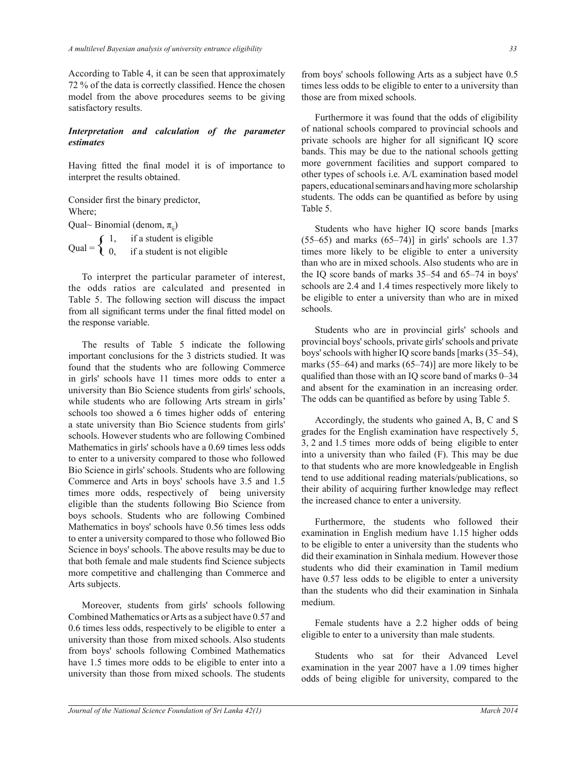According to Table 4, it can be seen that approximately 72 % of the data is correctly classified. Hence the chosen model from the above procedures seems to be giving satisfactory results.

### *Interpretation and calculation of the parameter estimates*

Having fitted the final model it is of importance to interpret the results obtained.

Consider first the binary predictor,
Where;
Qual~ Binomial (denom, $\pi_{ij}$)

$$\text{Qual} = \begin{cases} 1, & \text{if a student is eligible} \\ 0, & \text{if a student is not eligible} \end{cases}$$

To interpret the particular parameter of interest, the odds ratios are calculated and presented in Table 5. The following section will discuss the impact from all significant terms under the final fitted model on the response variable.

The results of Table 5 indicate the following important conclusions for the 3 districts studied. It was found that the students who are following Commerce in girls' schools have 11 times more odds to enter a university than Bio Science students from girls' schools, while students who are following Arts stream in girls' schools too showed a 6 times higher odds of entering a state university than Bio Science students from girls' schools. However students who are following Combined Mathematics in girls' schools have a 0.69 times less odds to enter to a university compared to those who followed Bio Science in girls' schools. Students who are following Commerce and Arts in boys' schools have 3.5 and 1.5 times more odds, respectively of being university eligible than the students following Bio Science from boys schools. Students who are following Combined Mathematics in boys' schools have 0.56 times less odds to enter a university compared to those who followed Bio Science in boys' schools. The above results may be due to that both female and male students find Science subjects more competitive and challenging than Commerce and Arts subjects.

Moreover, students from girls' schools following Combined Mathematics or Arts as a subject have 0.57 and 0.6 times less odds, respectively to be eligible to enter a university than those from mixed schools. Also students from boys' schools following Combined Mathematics have 1.5 times more odds to be eligible to enter into a university than those from mixed schools. The students from boys' schools following Arts as a subject have 0.5 times less odds to be eligible to enter to a university than those are from mixed schools.

Furthermore it was found that the odds of eligibility of national schools compared to provincial schools and private schools are higher for all significant IQ score bands. This may be due to the national schools getting more government facilities and support compared to other types of schools i.e. A/L examination based model papers, educational seminars and having more scholarship students. The odds can be quantified as before by using Table 5.

Students who have higher IQ score bands [marks (55–65) and marks (65–74)] in girls' schools are 1.37 times more likely to be eligible to enter a university than who are in mixed schools. Also students who are in the IQ score bands of marks 35–54 and 65–74 in boys' schools are 2.4 and 1.4 times respectively more likely to be eligible to enter a university than who are in mixed schools.

Students who are in provincial girls' schools and provincial boys' schools, private girls' schools and private boys' schools with higher IQ score bands [marks (35–54), marks (55–64) and marks (65–74)] are more likely to be qualified than those with an IQ score band of marks 0–34 and absent for the examination in an increasing order. The odds can be quantified as before by using Table 5.

Accordingly, the students who gained A, B, C and S grades for the English examination have respectively 5, 3, 2 and 1.5 times more odds of being eligible to enter into a university than who failed (F). This may be due to that students who are more knowledgeable in English tend to use additional reading materials/publications, so their ability of acquiring further knowledge may reflect the increased chance to enter a university.

Furthermore, the students who followed their examination in English medium have 1.15 higher odds to be eligible to enter a university than the students who did their examination in Sinhala medium. However those students who did their examination in Tamil medium have 0.57 less odds to be eligible to enter a university than the students who did their examination in Sinhala medium.

Female students have a 2.2 higher odds of being eligible to enter to a university than male students.

Students who sat for their Advanced Level examination in the year 2007 have a 1.09 times higher odds of being eligible for university, compared to the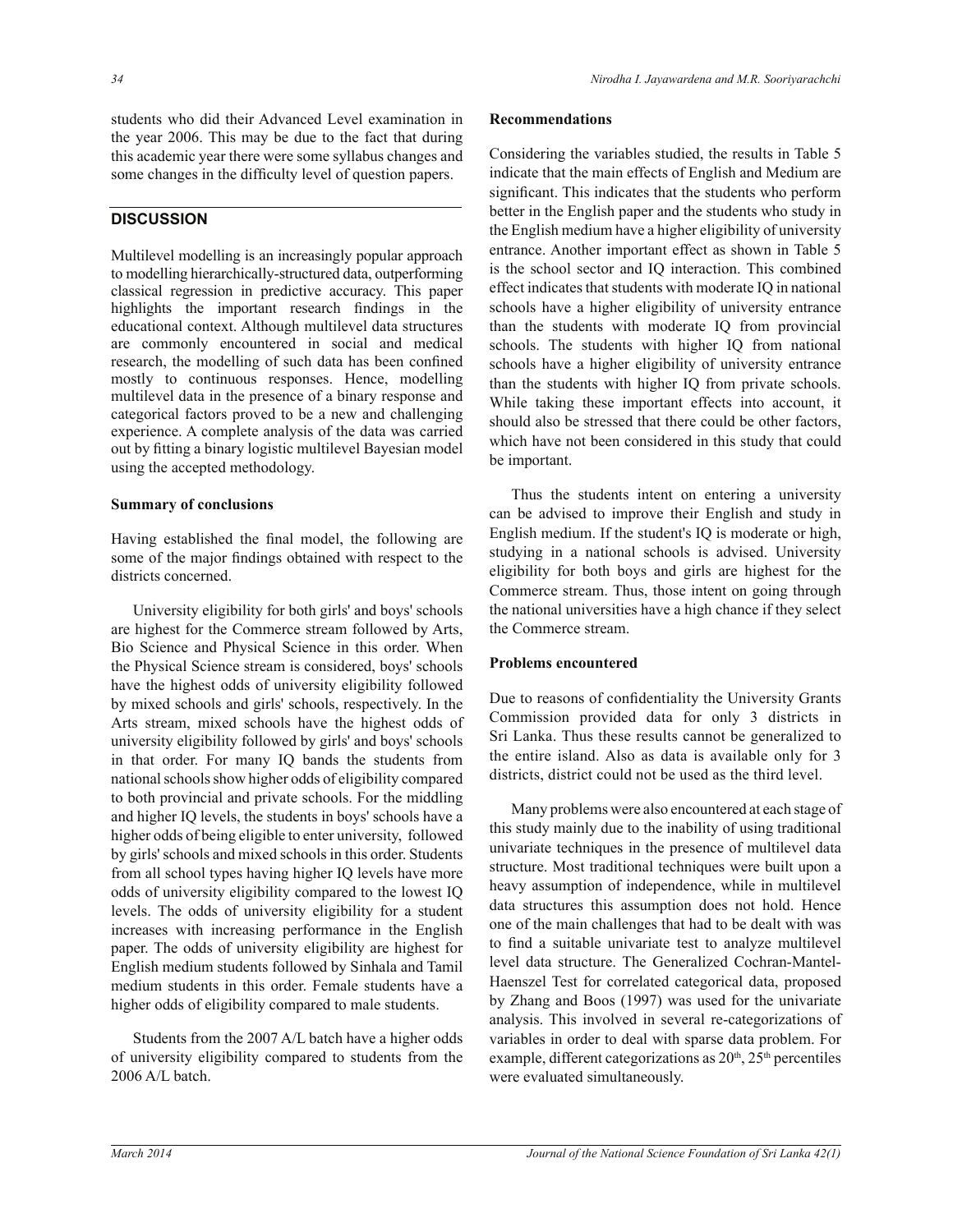students who did their Advanced Level examination in the year 2006. This may be due to the fact that during this academic year there were some syllabus changes and some changes in the difficulty level of question papers.

## DISCUSSION

Multilevel modelling is an increasingly popular approach to modelling hierarchically-structured data, outperforming classical regression in predictive accuracy. This paper highlights the important research findings in the educational context. Although multilevel data structures are commonly encountered in social and medical research, the modelling of such data has been confined mostly to continuous responses. Hence, modelling multilevel data in the presence of a binary response and categorical factors proved to be a new and challenging experience. A complete analysis of the data was carried out by fitting a binary logistic multilevel Bayesian model using the accepted methodology.

### Summary of conclusions

Having established the final model, the following are some of the major findings obtained with respect to the districts concerned.

University eligibility for both girls' and boys' schools are highest for the Commerce stream followed by Arts, Bio Science and Physical Science in this order. When the Physical Science stream is considered, boys' schools have the highest odds of university eligibility followed by mixed schools and girls' schools, respectively. In the Arts stream, mixed schools have the highest odds of university eligibility followed by girls' and boys' schools in that order. For many IQ bands the students from national schools show higher odds of eligibility compared to both provincial and private schools. For the middling and higher IQ levels, the students in boys' schools have a higher odds of being eligible to enter university, followed by girls' schools and mixed schools in this order. Students from all school types having higher IQ levels have more odds of university eligibility compared to the lowest IQ levels. The odds of university eligibility for a student increases with increasing performance in the English paper. The odds of university eligibility are highest for English medium students followed by Sinhala and Tamil medium students in this order. Female students have a higher odds of eligibility compared to male students.

Students from the 2007 A/L batch have a higher odds of university eligibility compared to students from the 2006 A/L batch.

### Recommendations

Considering the variables studied, the results in Table 5 indicate that the main effects of English and Medium are significant. This indicates that the students who perform better in the English paper and the students who study in the English medium have a higher eligibility of university entrance. Another important effect as shown in Table 5 is the school sector and IQ interaction. This combined effect indicates that students with moderate IQ in national schools have a higher eligibility of university entrance than the students with moderate IQ from provincial schools. The students with higher IQ from national schools have a higher eligibility of university entrance than the students with higher IQ from private schools. While taking these important effects into account, it should also be stressed that there could be other factors, which have not been considered in this study that could be important.

Thus the students intent on entering a university can be advised to improve their English and study in English medium. If the student's IQ is moderate or high, studying in a national schools is advised. University eligibility for both boys and girls are highest for the Commerce stream. Thus, those intent on going through the national universities have a high chance if they select the Commerce stream.

### Problems encountered

Due to reasons of confidentiality the University Grants Commission provided data for only 3 districts in Sri Lanka. Thus these results cannot be generalized to the entire island. Also as data is available only for 3 districts, district could not be used as the third level.

Many problems were also encountered at each stage of this study mainly due to the inability of using traditional univariate techniques in the presence of multilevel data structure. Most traditional techniques were built upon a heavy assumption of independence, while in multilevel data structures this assumption does not hold. Hence one of the main challenges that had to be dealt with was to find a suitable univariate test to analyze multilevel level data structure. The Generalized Cochran-Mantel-Haenszel Test for correlated categorical data, proposed by Zhang and Boos (1997) was used for the univariate analysis. This involved in several re-categorizations of variables in order to deal with sparse data problem. For example, different categorizations as 20th, 25th percentiles were evaluated simultaneously.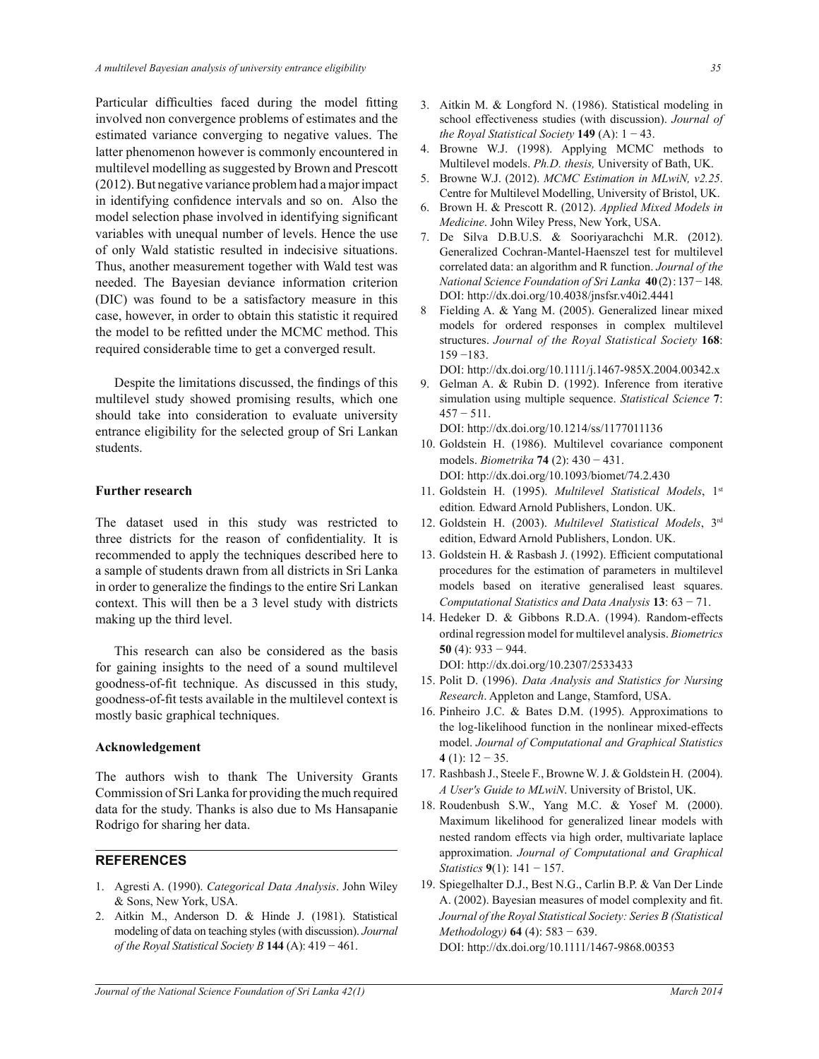Particular difficulties faced during the model fitting involved non convergence problems of estimates and the estimated variance converging to negative values. The latter phenomenon however is commonly encountered in multilevel modelling as suggested by Brown and Prescott (2012). But negative variance problem had a major impact in identifying confidence intervals and so on. Also the model selection phase involved in identifying significant variables with unequal number of levels. Hence the use of only Wald statistic resulted in indecisive situations. Thus, another measurement together with Wald test was needed. The Bayesian deviance information criterion (DIC) was found to be a satisfactory measure in this case, however, in order to obtain this statistic it required the model to be refitted under the MCMC method. This required considerable time to get a converged result.

Despite the limitations discussed, the findings of this multilevel study showed promising results, which one should take into consideration to evaluate university entrance eligibility for the selected group of Sri Lankan students.

### Further research

The dataset used in this study was restricted to three districts for the reason of confidentiality. It is recommended to apply the techniques described here to a sample of students drawn from all districts in Sri Lanka in order to generalize the findings to the entire Sri Lankan context. This will then be a 3 level study with districts making up the third level.

This research can also be considered as the basis for gaining insights to the need of a sound multilevel goodness-of-fit technique. As discussed in this study, goodness-of-fit tests available in the multilevel context is mostly basic graphical techniques.

### Acknowledgement

The authors wish to thank The University Grants Commission of Sri Lanka for providing the much required data for the study. Thanks is also due to Ms Hansapanie Rodrigo for sharing her data.

## REFERENCES

1. Agresti A. (1990). *Categorical Data Analysis*. John Wiley & Sons, New York, USA.
2. Aitkin M., Anderson D. & Hinde J. (1981). Statistical modeling of data on teaching styles (with discussion). *Journal of the Royal Statistical Society B* **144** (A): 419 − 461.
3. Aitkin M. & Longford N. (1986). Statistical modeling in school effectiveness studies (with discussion). *Journal of the Royal Statistical Society* **149** (A): 1 − 43.
4. Browne W.J. (1998). Applying MCMC methods to Multilevel models. *Ph.D. thesis,* University of Bath, UK.
5. Browne W.J. (2012). *MCMC Estimation in MLwiN, v2.25*. Centre for Multilevel Modelling, University of Bristol, UK.
6. Brown H. & Prescott R. (2012). *Applied Mixed Models in Medicine*. John Wiley Press, New York, USA.
7. De Silva D.B.U.S. & Sooriyarachchi M.R. (2012). Generalized Cochran-Mantel-Haenszel test for multilevel correlated data: an algorithm and R function. *Journal of the National Science Foundation of Sri Lanka* **40** (2): 137 − 148. DOI: http://dx.doi.org/10.4038/jnsfsr.v40i2.4441
8. Fielding A. & Yang M. (2005). Generalized linear mixed models for ordered responses in complex multilevel structures. *Journal of the Royal Statistical Society* **168**: 159 −183.
   DOI: http://dx.doi.org/10.1111/j.1467-985X.2004.00342.x
9. Gelman A. & Rubin D. (1992). Inference from iterative simulation using multiple sequence. *Statistical Science* **7**: 457 − 511.
   DOI: http://dx.doi.org/10.1214/ss/1177011136
10. Goldstein H. (1986). Multilevel covariance component models. *Biometrika* **74** (2): 430 − 431.
    DOI: http://dx.doi.org/10.1093/biomet/74.2.430
11. Goldstein H. (1995). *Multilevel Statistical Models*, 1st edition*.* Edward Arnold Publishers, London. UK.
12. Goldstein H. (2003). *Multilevel Statistical Models*, 3rd edition, Edward Arnold Publishers, London. UK.
13. Goldstein H. & Rasbash J. (1992). Efficient computational procedures for the estimation of parameters in multilevel models based on iterative generalised least squares. *Computational Statistics and Data Analysis* **13**: 63 − 71.
14. Hedeker D. & Gibbons R.D.A. (1994). Random-effects ordinal regression model for multilevel analysis. *Biometrics* **50** (4): 933 − 944.
    DOI: http://dx.doi.org/10.2307/2533433
15. Polit D. (1996). *Data Analysis and Statistics for Nursing Research*. Appleton and Lange, Stamford, USA.
16. Pinheiro J.C. & Bates D.M. (1995). Approximations to the log-likelihood function in the nonlinear mixed-effects model. *Journal of Computational and Graphical Statistics* **4** (1): 12 − 35.
17. Rashbash J., Steele F., Browne W. J. & Goldstein H. (2004). *A User's Guide to MLwiN*. University of Bristol, UK.
18. Roudenbush S.W., Yang M.C. & Yosef M. (2000). Maximum likelihood for generalized linear models with nested random effects via high order, multivariate laplace approximation. *Journal of Computational and Graphical Statistics* **9**(1): 141 − 157.
19. Spiegelhalter D.J., Best N.G., Carlin B.P. & Van Der Linde A. (2002). Bayesian measures of model complexity and fit. *Journal of the Royal Statistical Society: Series B (Statistical Methodology)* **64** (4): 583 − 639.
    DOI: http://dx.doi.org/10.1111/1467-9868.00353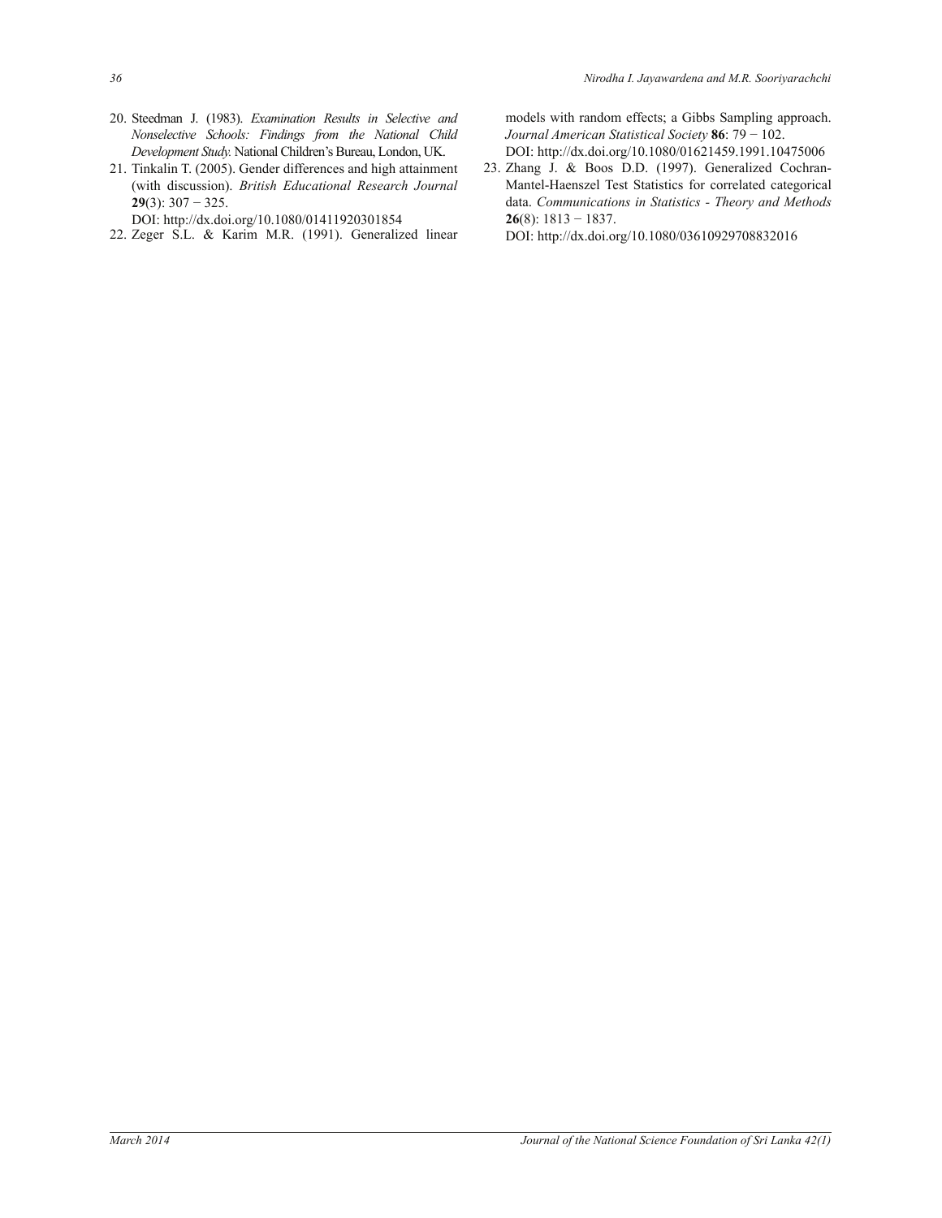20. Steedman J. (1983). *Examination Results in Selective and Nonselective Schools: Findings from the National Child Development Study.* National Children's Bureau, London, UK.
21. Tinkalin T. (2005). Gender differences and high attainment (with discussion). *British Educational Research Journal* **29**(3): 307 − 325.
    DOI: http://dx.doi.org/10.1080/01411920301854
22. Zeger S.L. & Karim M.R. (1991). Generalized linear models with random effects; a Gibbs Sampling approach. *Journal American Statistical Society* **86**: 79 − 102.
    DOI: http://dx.doi.org/10.1080/01621459.1991.10475006
23. Zhang J. & Boos D.D. (1997). Generalized Cochran-Mantel-Haenszel Test Statistics for correlated categorical data. *Communications in Statistics - Theory and Methods* **26**(8): 1813 − 1837.
    DOI: http://dx.doi.org/10.1080/03610929708832016